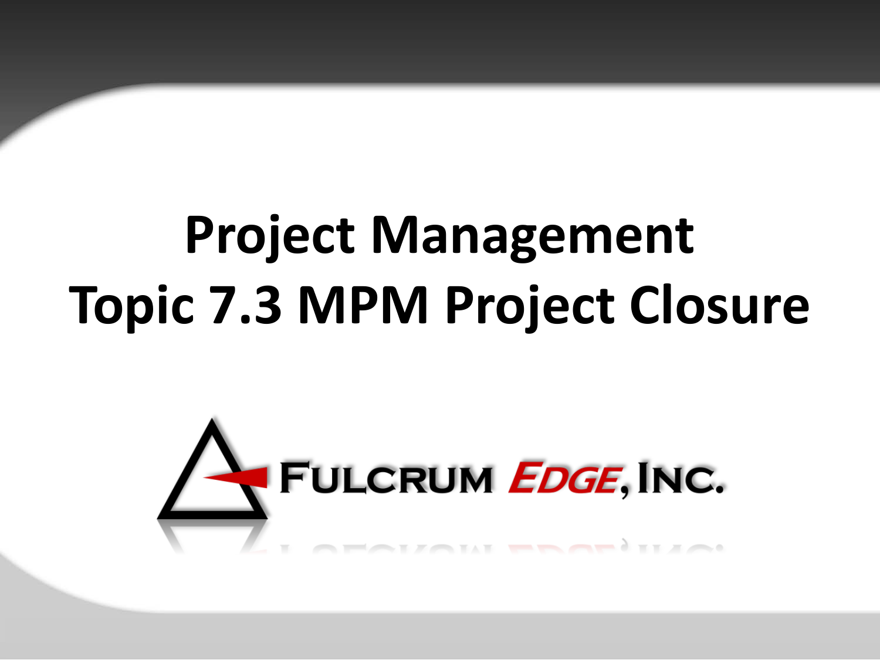# Project Management
# Topic 7.3 MPM Project Closure

FULCRUM EDGE, INC.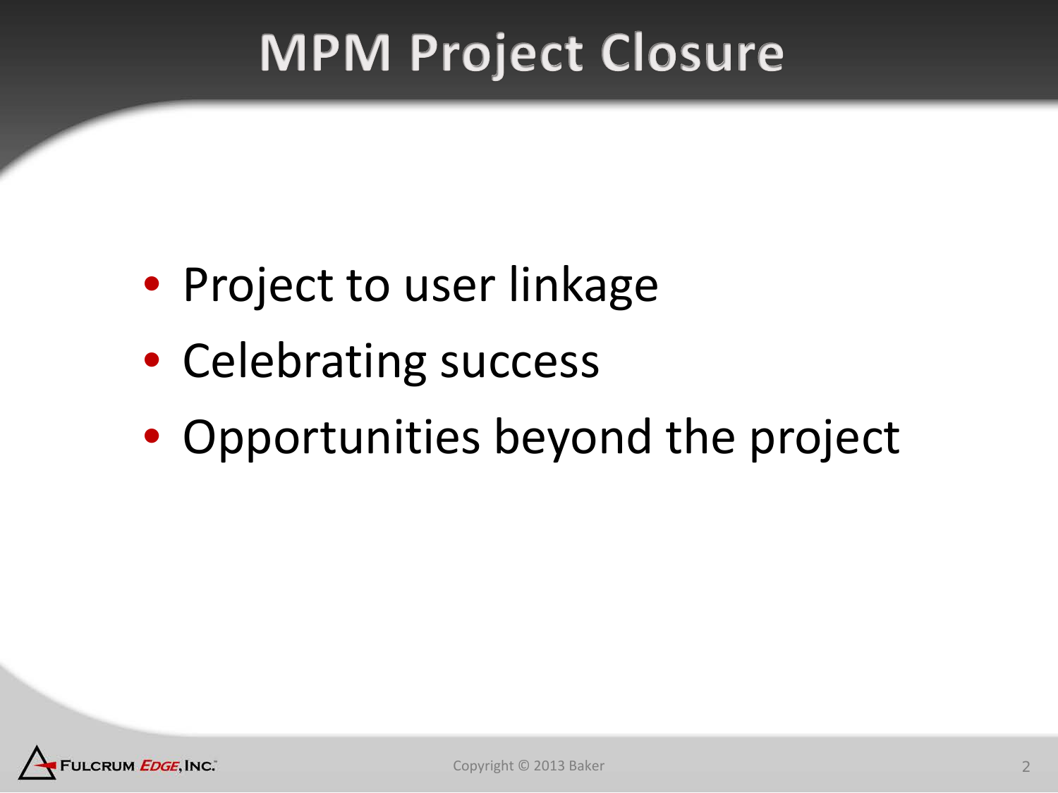# MPM Project Closure

- Project to user linkage
- Celebrating success
- Opportunities beyond the project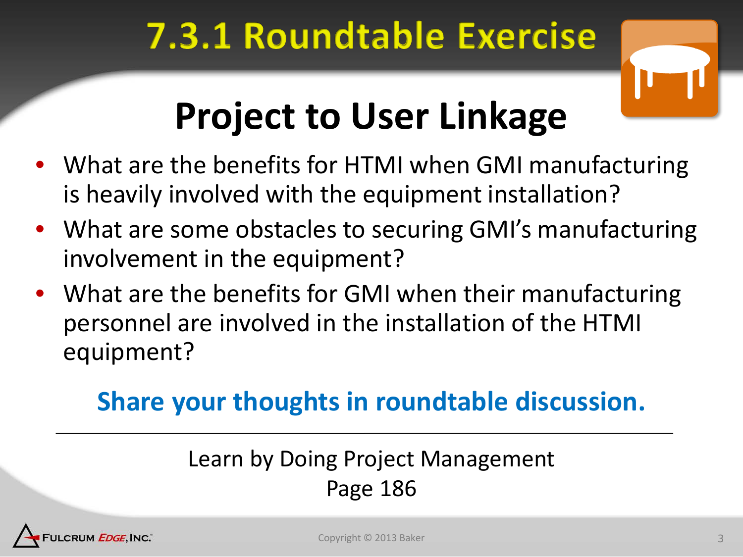# 7.3.1 Roundtable Exercise

## Project to User Linkage

- What are the benefits for HTMI when GMI manufacturing is heavily involved with the equipment installation?
- What are some obstacles to securing GMI's manufacturing involvement in the equipment?
- What are the benefits for GMI when their manufacturing personnel are involved in the installation of the HTMI equipment?

**Share your thoughts in roundtable discussion.**

---

Learn by Doing Project Management
Page 186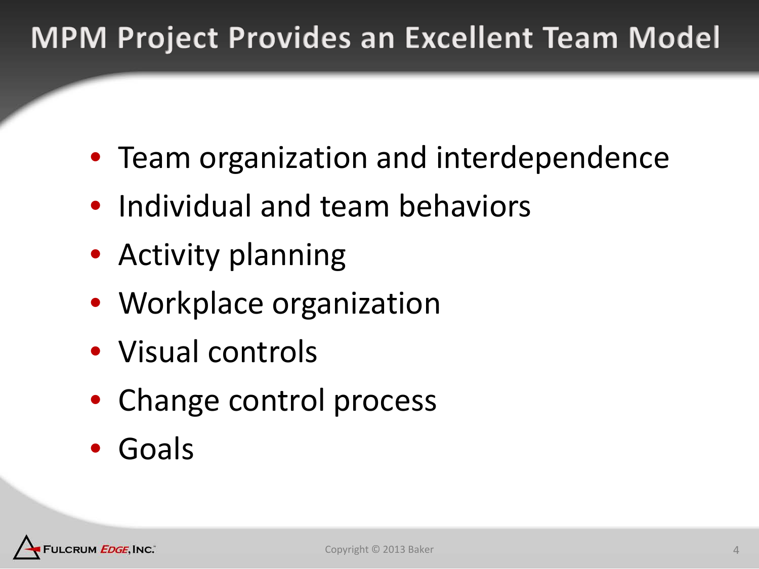# MPM Project Provides an Excellent Team Model

- Team organization and interdependence
- Individual and team behaviors
- Activity planning
- Workplace organization
- Visual controls
- Change control process
- Goals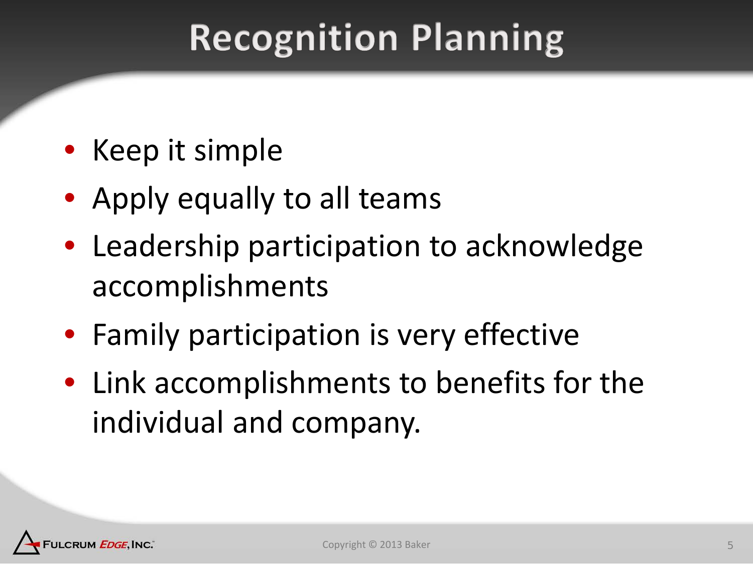# Recognition Planning

- Keep it simple
- Apply equally to all teams
- Leadership participation to acknowledge accomplishments
- Family participation is very effective
- Link accomplishments to benefits for the individual and company.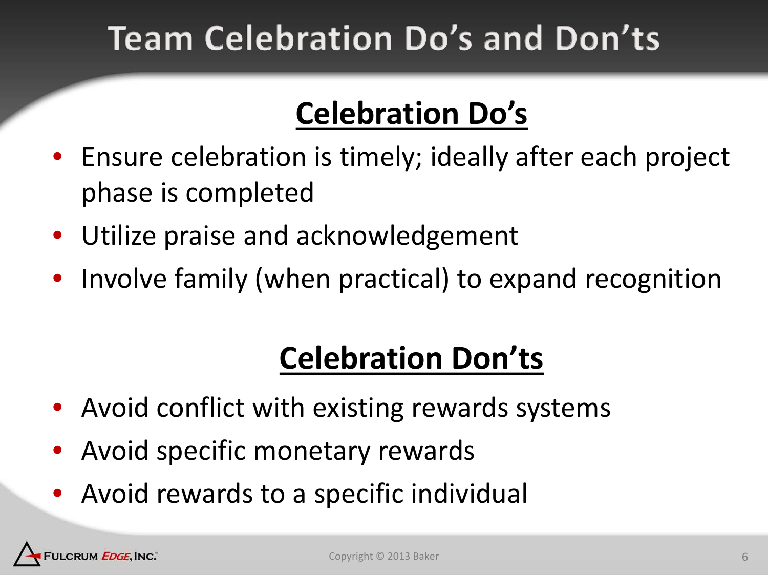# Team Celebration Do's and Don'ts

## Celebration Do's

- Ensure celebration is timely; ideally after each project phase is completed
- Utilize praise and acknowledgement
- Involve family (when practical) to expand recognition

## Celebration Don'ts

- Avoid conflict with existing rewards systems
- Avoid specific monetary rewards
- Avoid rewards to a specific individual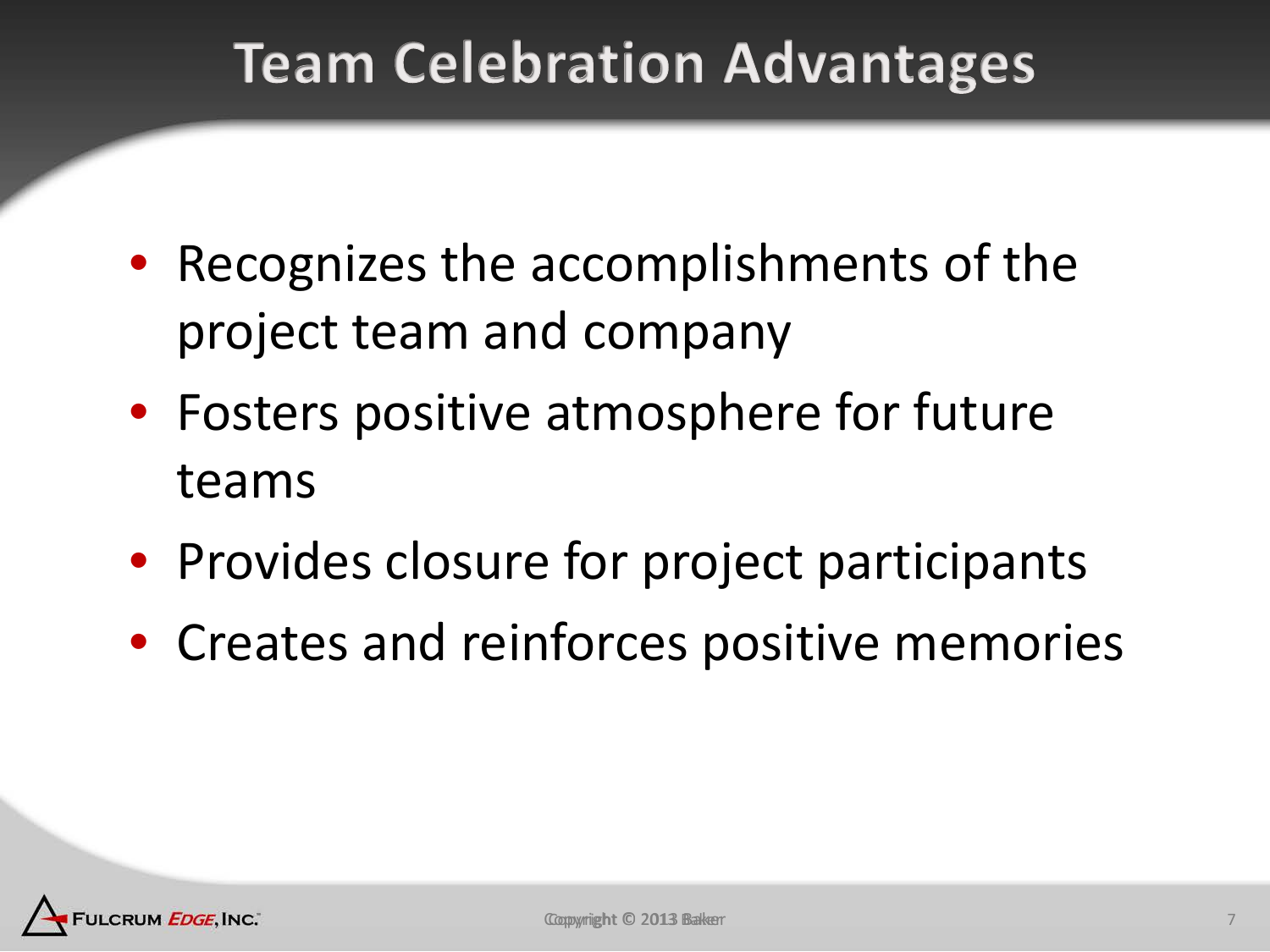# Team Celebration Advantages

- Recognizes the accomplishments of the project team and company
- Fosters positive atmosphere for future teams
- Provides closure for project participants
- Creates and reinforces positive memories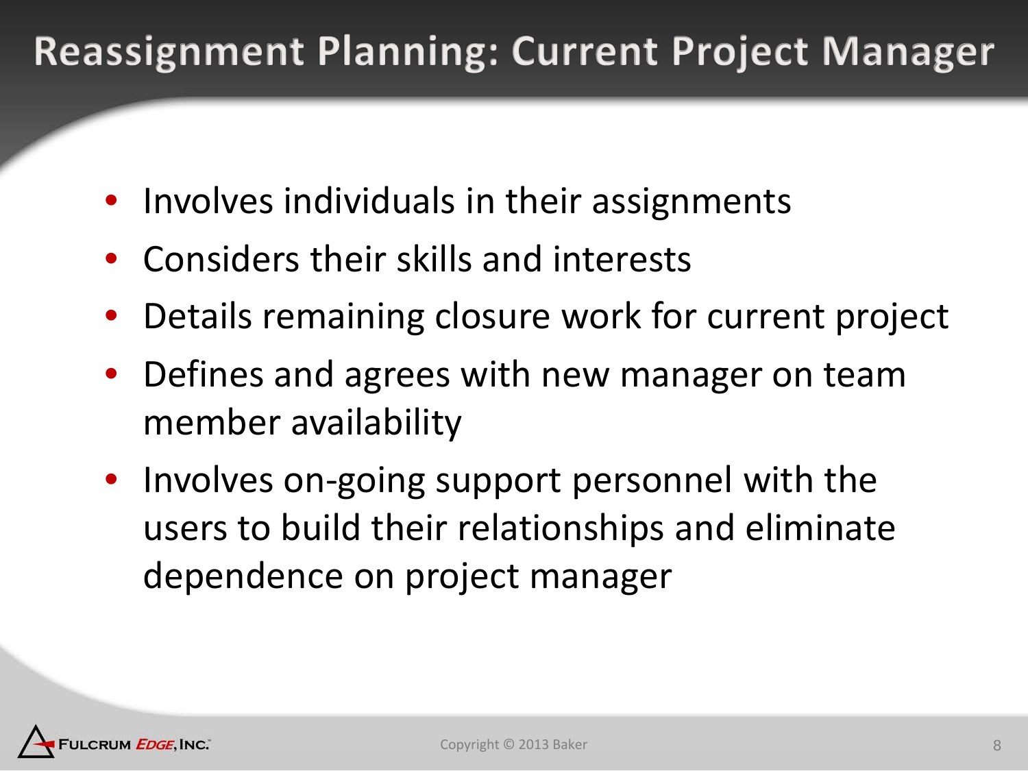# Reassignment Planning: Current Project Manager

- Involves individuals in their assignments
- Considers their skills and interests
- Details remaining closure work for current project
- Defines and agrees with new manager on team member availability
- Involves on-going support personnel with the users to build their relationships and eliminate dependence on project manager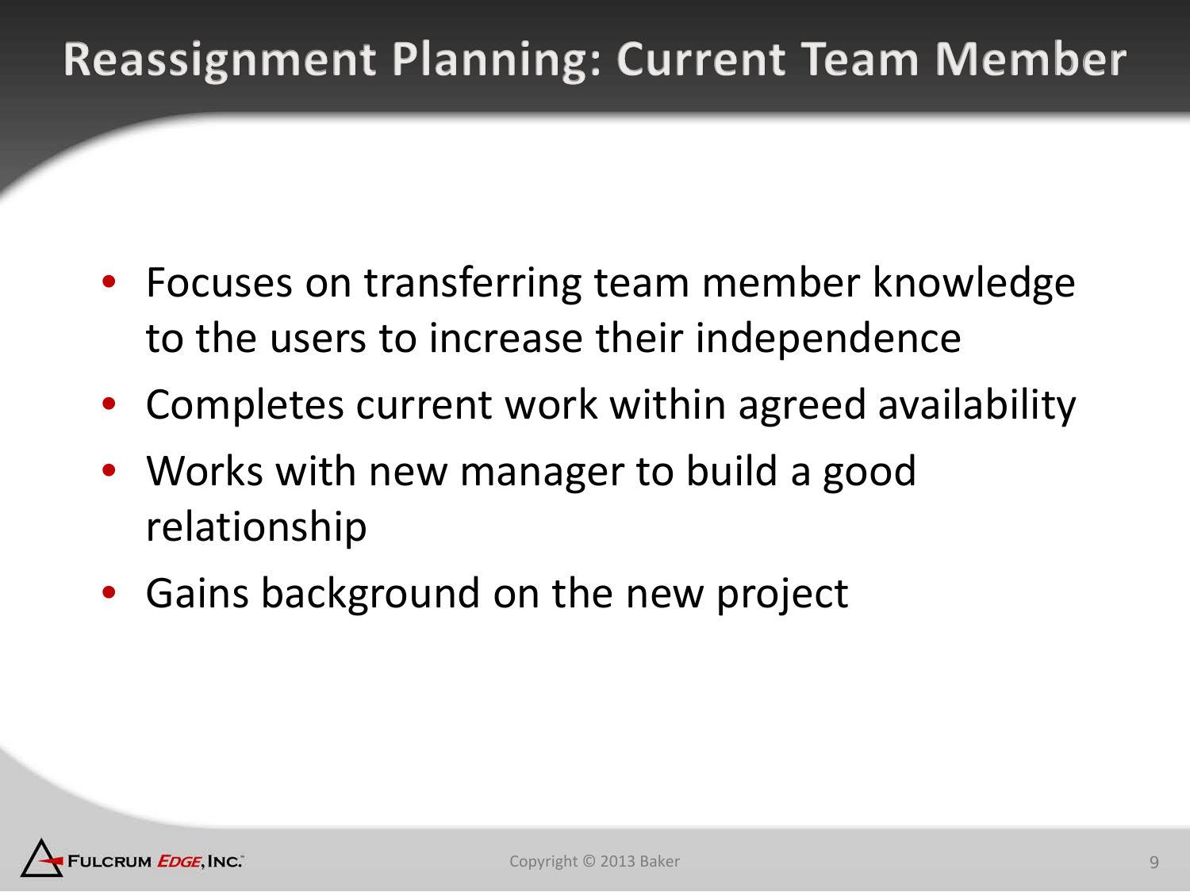# Reassignment Planning: Current Team Member

- Focuses on transferring team member knowledge to the users to increase their independence
- Completes current work within agreed availability
- Works with new manager to build a good relationship
- Gains background on the new project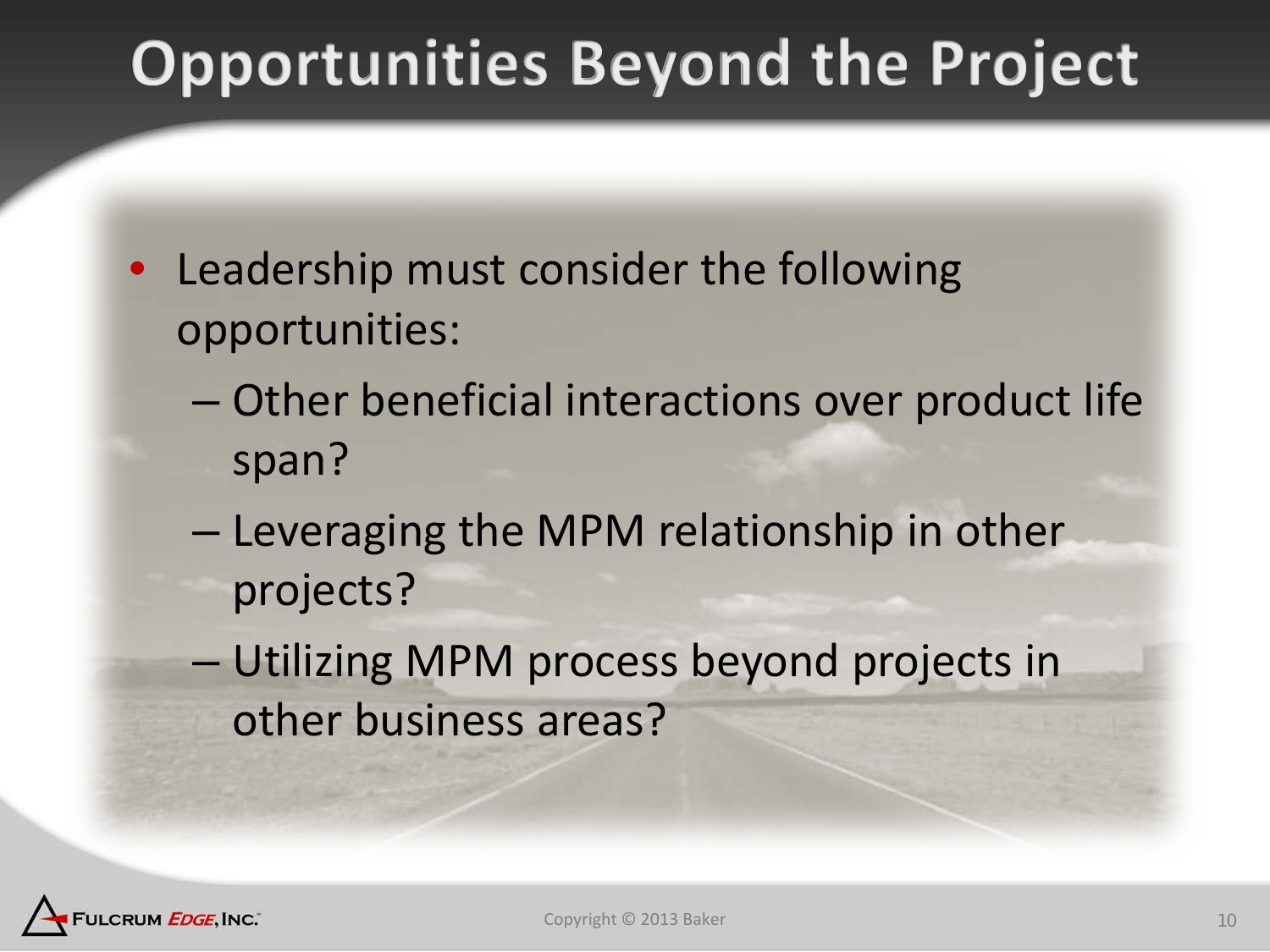# Opportunities Beyond the Project

- Leadership must consider the following opportunities:
  - Other beneficial interactions over product life span?
  - Leveraging the MPM relationship in other projects?
  - Utilizing MPM process beyond projects in other business areas?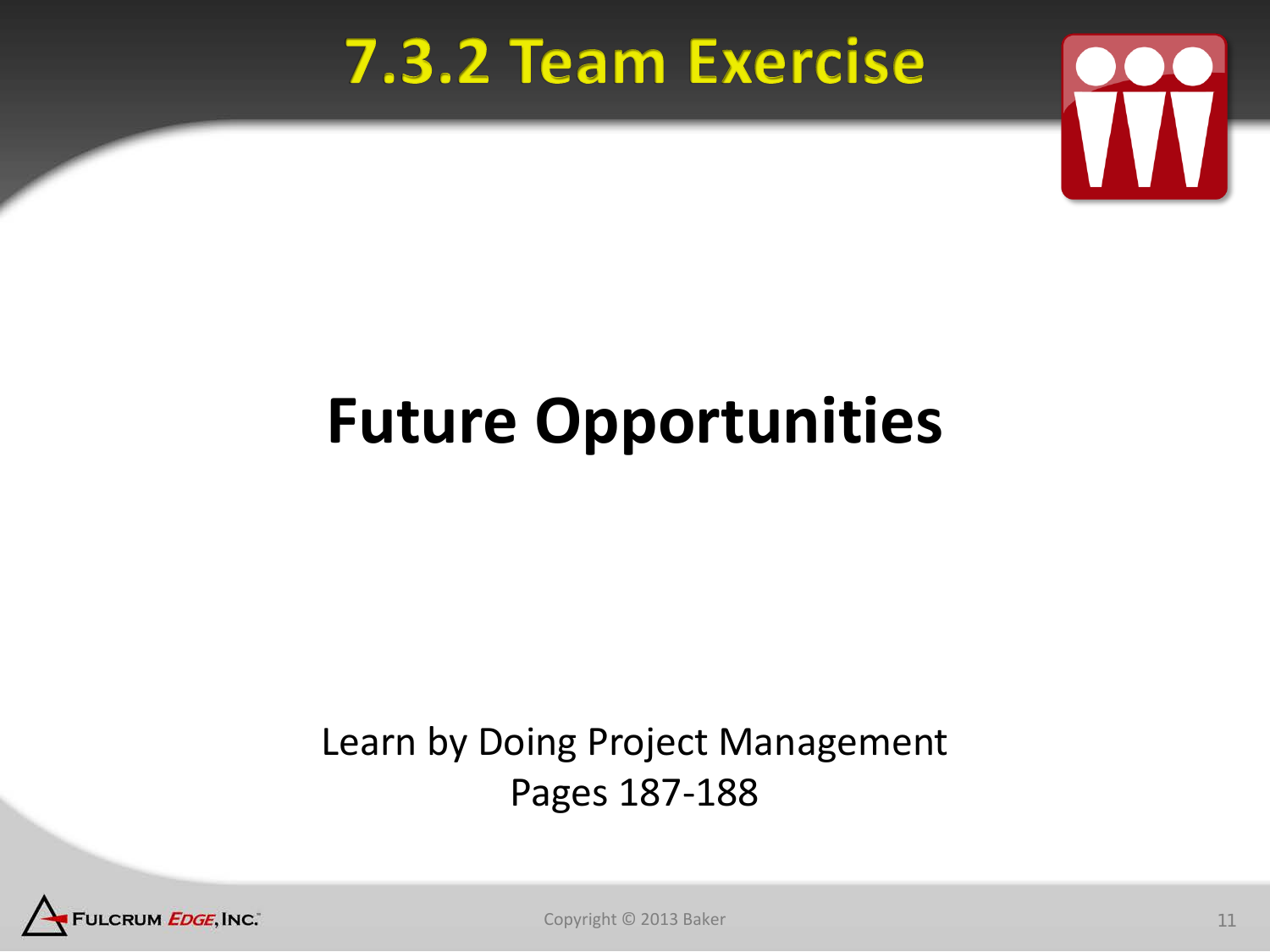# 7.3.2 Team Exercise

## Future Opportunities

Learn by Doing Project Management
Pages 187-188